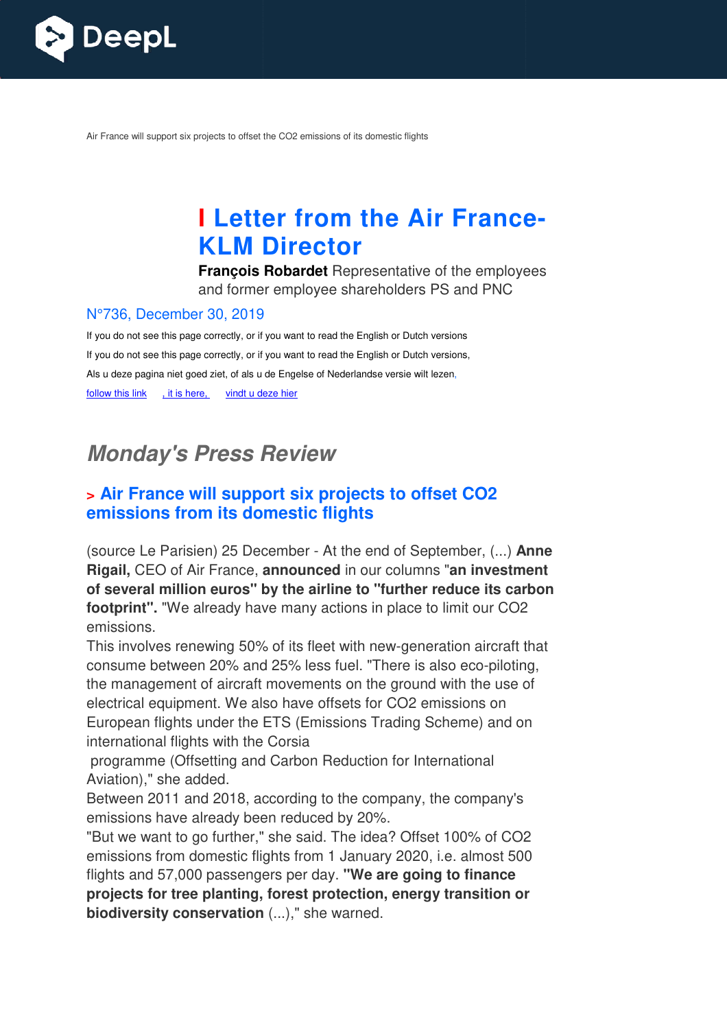Air France will support six projects to offset the CO2 emissions of its domestic flights

# I Letter from the Air France-KLM Director

**François Robardet** Representative of the employees and former employee shareholders PS and PNC

N°736, December 30, 2019

If you do not see this page correctly, or if you want to read the English or Dutch versions

If you do not see this page correctly, or if you want to read the English or Dutch versions,

Als u deze pagina niet goed ziet, of als u de Engelse of Nederlandse versie wilt lezen,

follow this link , it is here, vindt u deze hier

## *Monday's Press Review*

### > Air France will support six projects to offset CO2 emissions from its domestic flights

(source Le Parisien) 25 December - At the end of September, (...) **Anne Rigail,** CEO of Air France, **announced** in our columns "**an investment of several million euros" by the airline to "further reduce its carbon footprint".** "We already have many actions in place to limit our CO2 emissions.

This involves renewing 50% of its fleet with new-generation aircraft that consume between 20% and 25% less fuel. "There is also eco-piloting, the management of aircraft movements on the ground with the use of electrical equipment. We also have offsets for CO2 emissions on European flights under the ETS (Emissions Trading Scheme) and on international flights with the Corsia

programme (Offsetting and Carbon Reduction for International Aviation)," she added.

Between 2011 and 2018, according to the company, the company's emissions have already been reduced by 20%.

"But we want to go further," she said. The idea? Offset 100% of CO2 emissions from domestic flights from 1 January 2020, i.e. almost 500 flights and 57,000 passengers per day. **"We are going to finance projects for tree planting, forest protection, energy transition or biodiversity conservation** (...)," she warned.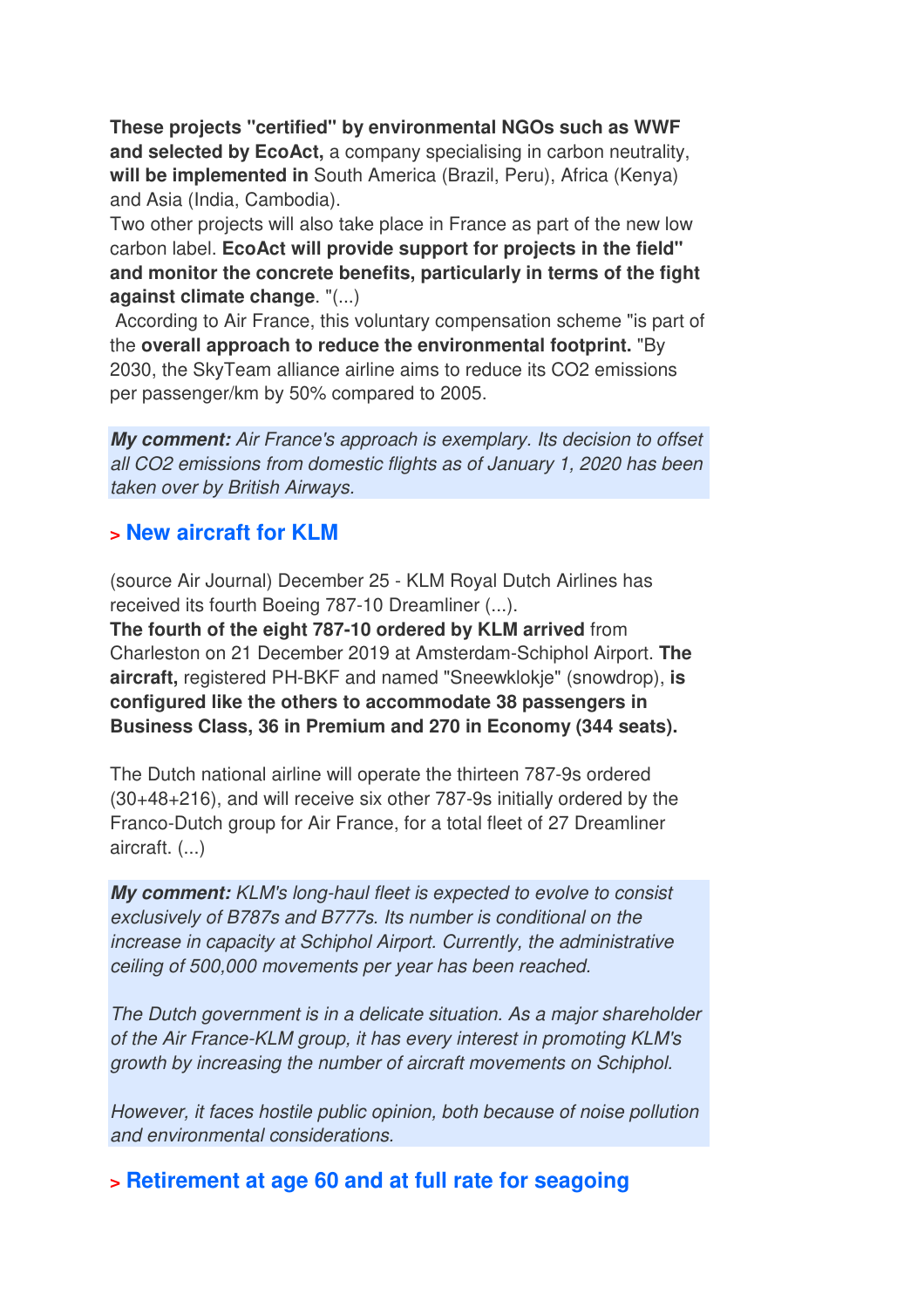**These projects "certified" by environmental NGOs such as WWF and selected by EcoAct,** a company specialising in carbon neutrality, **will be implemented in** South America (Brazil, Peru), Africa (Kenya) and Asia (India, Cambodia).
Two other projects will also take place in France as part of the new low carbon label. **EcoAct will provide support for projects in the field" and monitor the concrete benefits, particularly in terms of the fight against climate change**. "(...)
According to Air France, this voluntary compensation scheme "is part of the **overall approach to reduce the environmental footprint.** "By 2030, the SkyTeam alliance airline aims to reduce its $CO_2$ emissions per passenger/km by 50% compared to 2005.

***My comment:*** *Air France's approach is exemplary. Its decision to offset all $CO_2$ emissions from domestic flights as of January 1, 2020 has been taken over by British Airways.*

## > New aircraft for KLM

(source Air Journal) December 25 - KLM Royal Dutch Airlines has received its fourth Boeing 787-10 Dreamliner (...).
**The fourth of the eight 787-10 ordered by KLM arrived** from Charleston on 21 December 2019 at Amsterdam-Schiphol Airport. **The aircraft,** registered PH-BKF and named "Sneewklokje" (snowdrop), **is configured like the others to accommodate 38 passengers in Business Class, 36 in Premium and 270 in Economy (344 seats).**

The Dutch national airline will operate the thirteen 787-9s ordered (30+48+216), and will receive six other 787-9s initially ordered by the Franco-Dutch group for Air France, for a total fleet of 27 Dreamliner aircraft. (...)

***My comment:*** *KLM's long-haul fleet is expected to evolve to consist exclusively of B787s and B777s. Its number is conditional on the increase in capacity at Schiphol Airport. Currently, the administrative ceiling of 500,000 movements per year has been reached.*

*The Dutch government is in a delicate situation. As a major shareholder of the Air France-KLM group, it has every interest in promoting KLM's growth by increasing the number of aircraft movements on Schiphol.*

*However, it faces hostile public opinion, both because of noise pollution and environmental considerations.*

## > Retirement at age 60 and at full rate for seagoing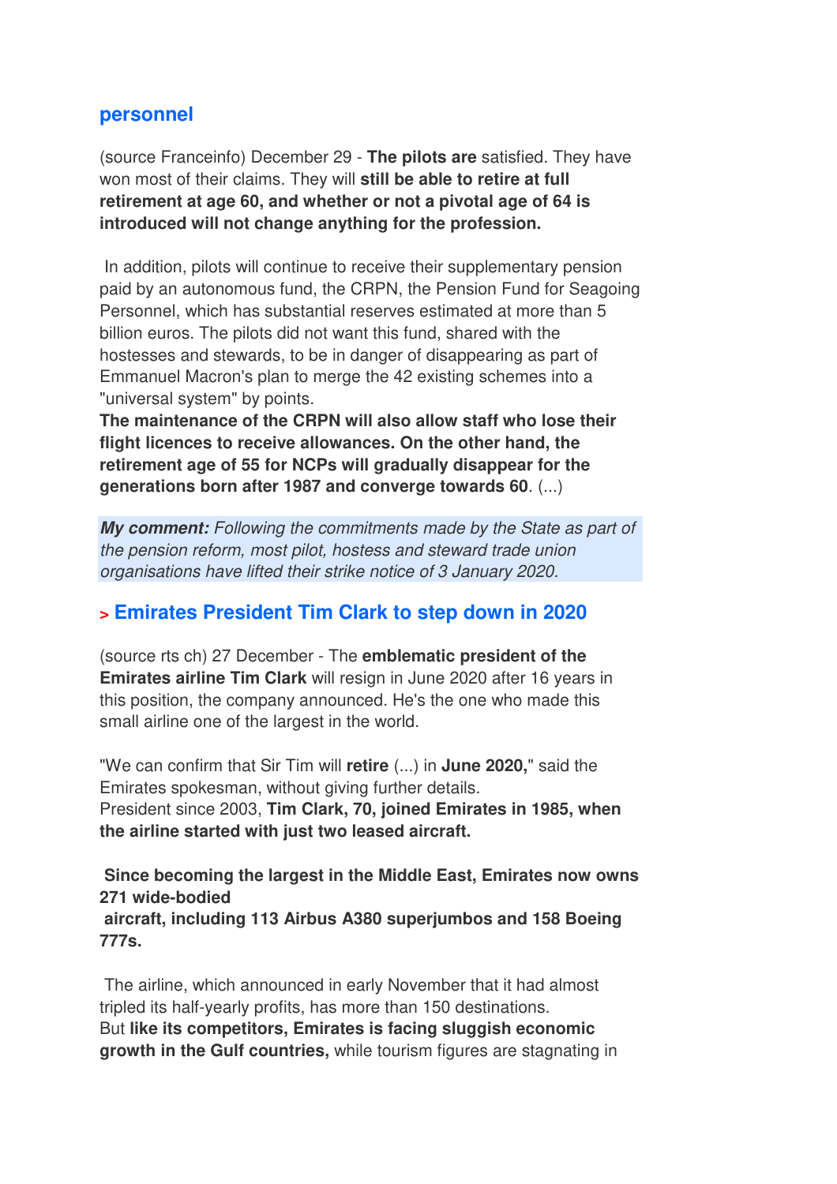## personnel

(source Franceinfo) December 29 - **The pilots are** satisfied. They have won most of their claims. They will **still be able to retire at full retirement at age 60, and whether or not a pivotal age of 64 is introduced will not change anything for the profession.**

In addition, pilots will continue to receive their supplementary pension paid by an autonomous fund, the CRPN, the Pension Fund for Seagoing Personnel, which has substantial reserves estimated at more than 5 billion euros. The pilots did not want this fund, shared with the hostesses and stewards, to be in danger of disappearing as part of Emmanuel Macron's plan to merge the 42 existing schemes into a "universal system" by points.
**The maintenance of the CRPN will also allow staff who lose their flight licences to receive allowances. On the other hand, the retirement age of 55 for NCPs will gradually disappear for the generations born after 1987 and converge towards 60**. (...)

***My comment:*** *Following the commitments made by the State as part of the pension reform, most pilot, hostess and steward trade union organisations have lifted their strike notice of 3 January 2020.*

## > Emirates President Tim Clark to step down in 2020

(source rts ch) 27 December - The **emblematic president of the Emirates airline Tim Clark** will resign in June 2020 after 16 years in this position, the company announced. He's the one who made this small airline one of the largest in the world.

"We can confirm that Sir Tim will **retire** (...) in **June 2020,**" said the Emirates spokesman, without giving further details.
President since 2003, **Tim Clark, 70, joined Emirates in 1985, when the airline started with just two leased aircraft.**

**Since becoming the largest in the Middle East, Emirates now owns 271 wide-bodied aircraft, including 113 Airbus A380 superjumbos and 158 Boeing 777s.**

The airline, which announced in early November that it had almost tripled its half-yearly profits, has more than 150 destinations.
But **like its competitors, Emirates is facing sluggish economic growth in the Gulf countries,** while tourism figures are stagnating in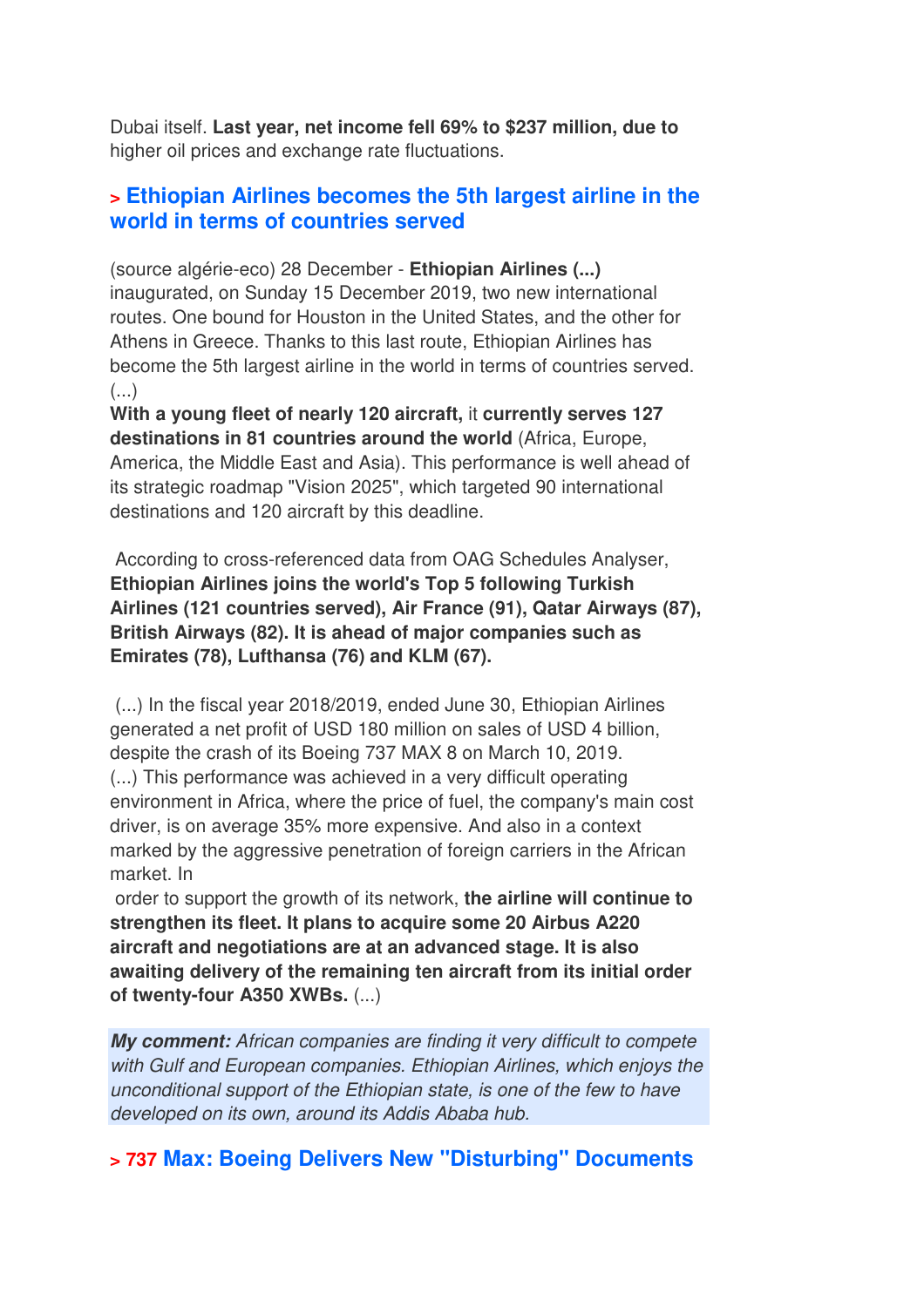Dubai itself. **Last year, net income fell 69% to $237 million, due to** higher oil prices and exchange rate fluctuations.

## > Ethiopian Airlines becomes the 5th largest airline in the world in terms of countries served

(source algérie-eco) 28 December - **Ethiopian Airlines (...)** inaugurated, on Sunday 15 December 2019, two new international routes. One bound for Houston in the United States, and the other for Athens in Greece. Thanks to this last route, Ethiopian Airlines has become the 5th largest airline in the world in terms of countries served. (...)
**With a young fleet of nearly 120 aircraft,** it **currently serves 127 destinations in 81 countries around the world** (Africa, Europe, America, the Middle East and Asia). This performance is well ahead of its strategic roadmap "Vision 2025", which targeted 90 international destinations and 120 aircraft by this deadline.

According to cross-referenced data from OAG Schedules Analyser, **Ethiopian Airlines joins the world's Top 5 following Turkish Airlines (121 countries served), Air France (91), Qatar Airways (87), British Airways (82). It is ahead of major companies such as Emirates (78), Lufthansa (76) and KLM (67).**

(...) In the fiscal year 2018/2019, ended June 30, Ethiopian Airlines generated a net profit of USD 180 million on sales of USD 4 billion, despite the crash of its Boeing 737 MAX 8 on March 10, 2019.
(...) This performance was achieved in a very difficult operating environment in Africa, where the price of fuel, the company's main cost driver, is on average 35% more expensive. And also in a context marked by the aggressive penetration of foreign carriers in the African market. In order to support the growth of its network, **the airline will continue to strengthen its fleet. It plans to acquire some 20 Airbus A220 aircraft and negotiations are at an advanced stage. It is also awaiting delivery of the remaining ten aircraft from its initial order of twenty-four A350 XWBs.** (...)

***My comment:*** *African companies are finding it very difficult to compete with Gulf and European companies. Ethiopian Airlines, which enjoys the unconditional support of the Ethiopian state, is one of the few to have developed on its own, around its Addis Ababa hub.*

## > 737 Max: Boeing Delivers New "Disturbing" Documents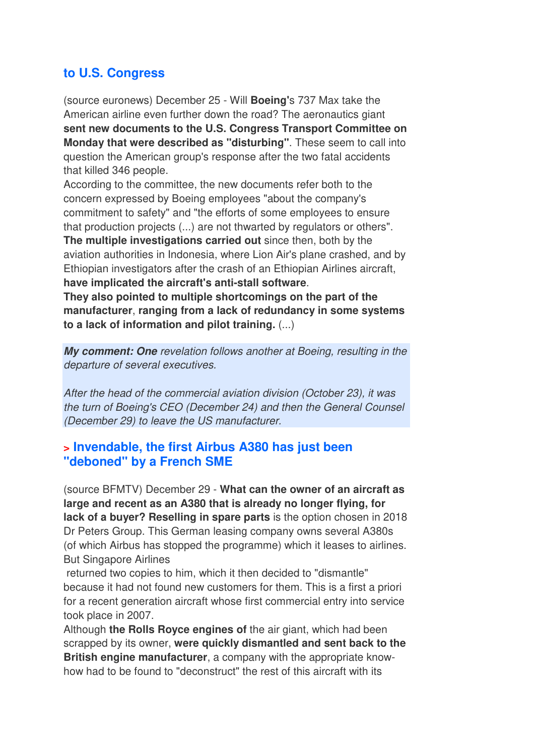## to U.S. Congress

(source euronews) December 25 - Will **Boeing'**s 737 Max take the American airline even further down the road? The aeronautics giant **sent new documents to the U.S. Congress Transport Committee on Monday that were described as "disturbing"**. These seem to call into question the American group's response after the two fatal accidents that killed 346 people.
According to the committee, the new documents refer both to the concern expressed by Boeing employees "about the company's commitment to safety" and "the efforts of some employees to ensure that production projects (...) are not thwarted by regulators or others".
**The multiple investigations carried out** since then, both by the aviation authorities in Indonesia, where Lion Air's plane crashed, and by Ethiopian investigators after the crash of an Ethiopian Airlines aircraft, **have implicated the aircraft's anti-stall software**.
**They also pointed to multiple shortcomings on the part of the manufacturer**, **ranging from a lack of redundancy in some systems to a lack of information and pilot training.** (...)

***My comment: One** revelation follows another at Boeing, resulting in the departure of several executives.*

*After the head of the commercial aviation division (October 23), it was the turn of Boeing's CEO (December 24) and then the General Counsel (December 29) to leave the US manufacturer.*

## > Invendable, the first Airbus A380 has just been "deboned" by a French SME

(source BFMTV) December 29 - **What can the owner of an aircraft as large and recent as an A380 that is already no longer flying, for lack of a buyer? Reselling in spare parts** is the option chosen in 2018 Dr Peters Group. This German leasing company owns several A380s (of which Airbus has stopped the programme) which it leases to airlines. But Singapore Airlines
returned two copies to him, which it then decided to "dismantle" because it had not found new customers for them. This is a first a priori for a recent generation aircraft whose first commercial entry into service took place in 2007.
Although **the Rolls Royce engines of** the air giant, which had been scrapped by its owner, **were quickly dismantled and sent back to the British engine manufacturer**, a company with the appropriate know-how had to be found to "deconstruct" the rest of this aircraft with its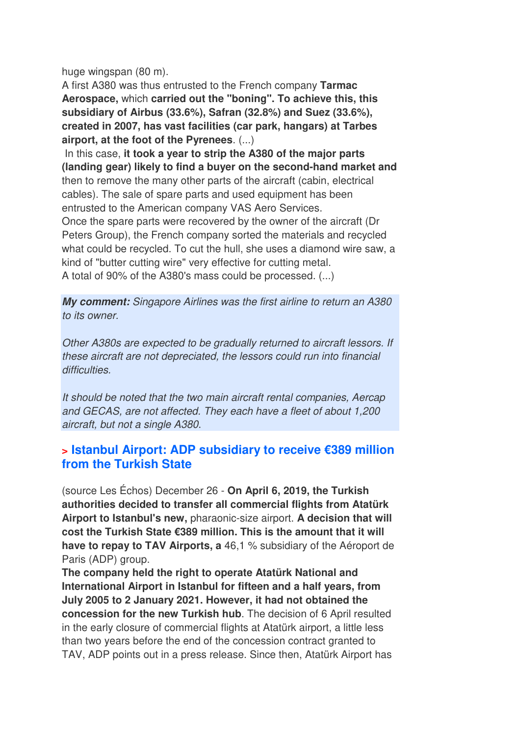huge wingspan (80 m).

A first A380 was thus entrusted to the French company **Tarmac Aerospace,** which **carried out the "boning". To achieve this, this subsidiary of Airbus (33.6%), Safran (32.8%) and Suez (33.6%), created in 2007, has vast facilities (car park, hangars) at Tarbes airport, at the foot of the Pyrenees**. (...)

In this case, **it took a year to strip the A380 of the major parts (landing gear) likely to find a buyer on the second-hand market and** then to remove the many other parts of the aircraft (cabin, electrical cables). The sale of spare parts and used equipment has been entrusted to the American company VAS Aero Services.

Once the spare parts were recovered by the owner of the aircraft (Dr Peters Group), the French company sorted the materials and recycled what could be recycled. To cut the hull, she uses a diamond wire saw, a kind of "butter cutting wire" very effective for cutting metal.

A total of 90% of the A380's mass could be processed. (...)

***My comment:*** *Singapore Airlines was the first airline to return an A380 to its owner.*

*Other A380s are expected to be gradually returned to aircraft lessors. If these aircraft are not depreciated, the lessors could run into financial difficulties.*

*It should be noted that the two main aircraft rental companies, Aercap and GECAS, are not affected. They each have a fleet of about 1,200 aircraft, but not a single A380.*

## > Istanbul Airport: ADP subsidiary to receive €389 million from the Turkish State

(source Les Échos) December 26 - **On April 6, 2019, the Turkish authorities decided to transfer all commercial flights from Atatürk Airport to Istanbul's new,** pharaonic-size airport. **A decision that will cost the Turkish State €389 million. This is the amount that it will have to repay to TAV Airports, a** 46,1 % subsidiary of the Aéroport de Paris (ADP) group.

**The company held the right to operate Atatürk National and International Airport in Istanbul for fifteen and a half years, from July 2005 to 2 January 2021. However, it had not obtained the concession for the new Turkish hub**. The decision of 6 April resulted in the early closure of commercial flights at Atatürk airport, a little less than two years before the end of the concession contract granted to TAV, ADP points out in a press release. Since then, Atatürk Airport has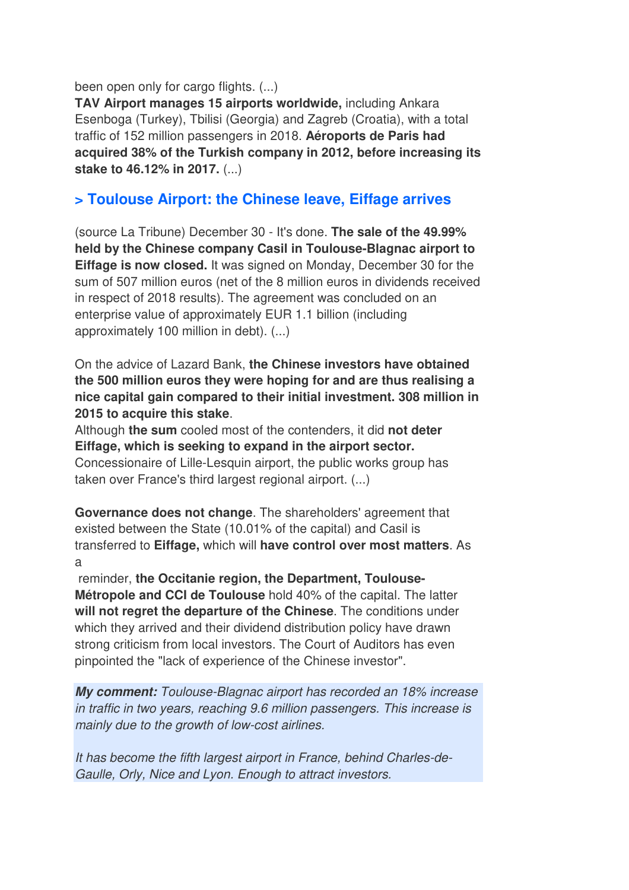been open only for cargo flights. (...)
**TAV Airport manages 15 airports worldwide,** including Ankara Esenboga (Turkey), Tbilisi (Georgia) and Zagreb (Croatia), with a total traffic of 152 million passengers in 2018. **Aéroports de Paris had acquired 38% of the Turkish company in 2012, before increasing its stake to 46.12% in 2017.** (...)

## > Toulouse Airport: the Chinese leave, Eiffage arrives

(source La Tribune) December 30 - It's done. **The sale of the 49.99% held by the Chinese company Casil in Toulouse-Blagnac airport to Eiffage is now closed.** It was signed on Monday, December 30 for the sum of 507 million euros (net of the 8 million euros in dividends received in respect of 2018 results). The agreement was concluded on an enterprise value of approximately EUR 1.1 billion (including approximately 100 million in debt). (...)

On the advice of Lazard Bank, **the Chinese investors have obtained the 500 million euros they were hoping for and are thus realising a nice capital gain compared to their initial investment. 308 million in 2015 to acquire this stake**.
Although **the sum** cooled most of the contenders, it did **not deter Eiffage, which is seeking to expand in the airport sector.** Concessionaire of Lille-Lesquin airport, the public works group has taken over France's third largest regional airport. (...)

**Governance does not change**. The shareholders' agreement that existed between the State (10.01% of the capital) and Casil is transferred to **Eiffage,** which will **have control over most matters**. As a reminder, **the Occitanie region, the Department, Toulouse-Métropole and CCI de Toulouse** hold 40% of the capital. The latter **will not regret the departure of the Chinese**. The conditions under which they arrived and their dividend distribution policy have drawn strong criticism from local investors. The Court of Auditors has even pinpointed the "lack of experience of the Chinese investor".

***My comment:*** *Toulouse-Blagnac airport has recorded an 18% increase in traffic in two years, reaching 9.6 million passengers. This increase is mainly due to the growth of low-cost airlines.*

*It has become the fifth largest airport in France, behind Charles-de-Gaulle, Orly, Nice and Lyon. Enough to attract investors.*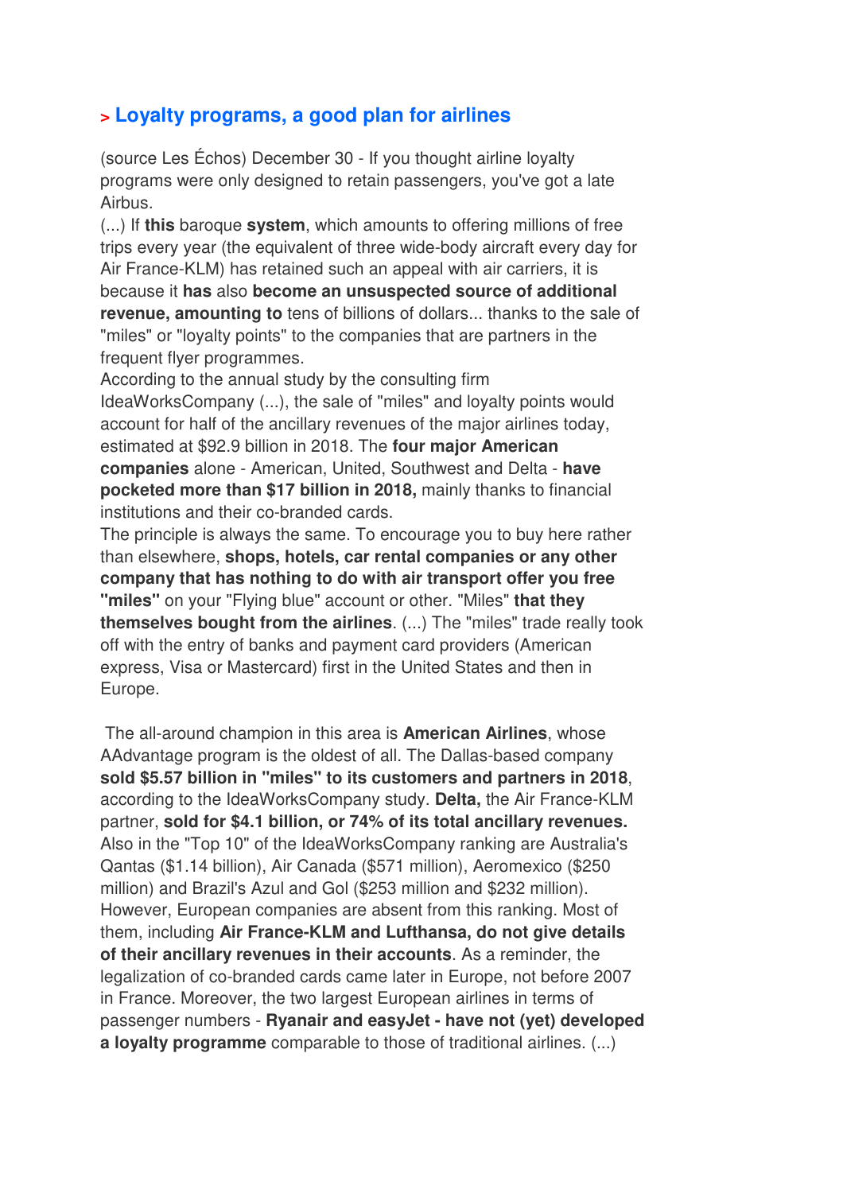## > Loyalty programs, a good plan for airlines

(source Les Échos) December 30 - If you thought airline loyalty programs were only designed to retain passengers, you've got a late Airbus.

(...) If **this** baroque **system**, which amounts to offering millions of free trips every year (the equivalent of three wide-body aircraft every day for Air France-KLM) has retained such an appeal with air carriers, it is because it **has** also **become an unsuspected source of additional revenue, amounting to** tens of billions of dollars... thanks to the sale of "miles" or "loyalty points" to the companies that are partners in the frequent flyer programmes.

According to the annual study by the consulting firm IdeaWorksCompany (...), the sale of "miles" and loyalty points would account for half of the ancillary revenues of the major airlines today, estimated at $92.9 billion in 2018. The **four major American companies** alone - American, United, Southwest and Delta - **have pocketed more than $17 billion in 2018,** mainly thanks to financial institutions and their co-branded cards.

The principle is always the same. To encourage you to buy here rather than elsewhere, **shops, hotels, car rental companies or any other company that has nothing to do with air transport offer you free "miles"** on your "Flying blue" account or other. "Miles" **that they themselves bought from the airlines**. (...) The "miles" trade really took off with the entry of banks and payment card providers (American express, Visa or Mastercard) first in the United States and then in Europe.

The all-around champion in this area is **American Airlines**, whose AAdvantage program is the oldest of all. The Dallas-based company **sold $5.57 billion in "miles" to its customers and partners in 2018**, according to the IdeaWorksCompany study. **Delta,** the Air France-KLM partner, **sold for $4.1 billion, or 74% of its total ancillary revenues.** Also in the "Top 10" of the IdeaWorksCompany ranking are Australia's Qantas ($1.14 billion), Air Canada ($571 million), Aeromexico ($250 million) and Brazil's Azul and Gol ($253 million and $232 million). However, European companies are absent from this ranking. Most of them, including **Air France-KLM and Lufthansa, do not give details of their ancillary revenues in their accounts**. As a reminder, the legalization of co-branded cards came later in Europe, not before 2007 in France. Moreover, the two largest European airlines in terms of passenger numbers - **Ryanair and easyJet - have not (yet) developed a loyalty programme** comparable to those of traditional airlines. (...)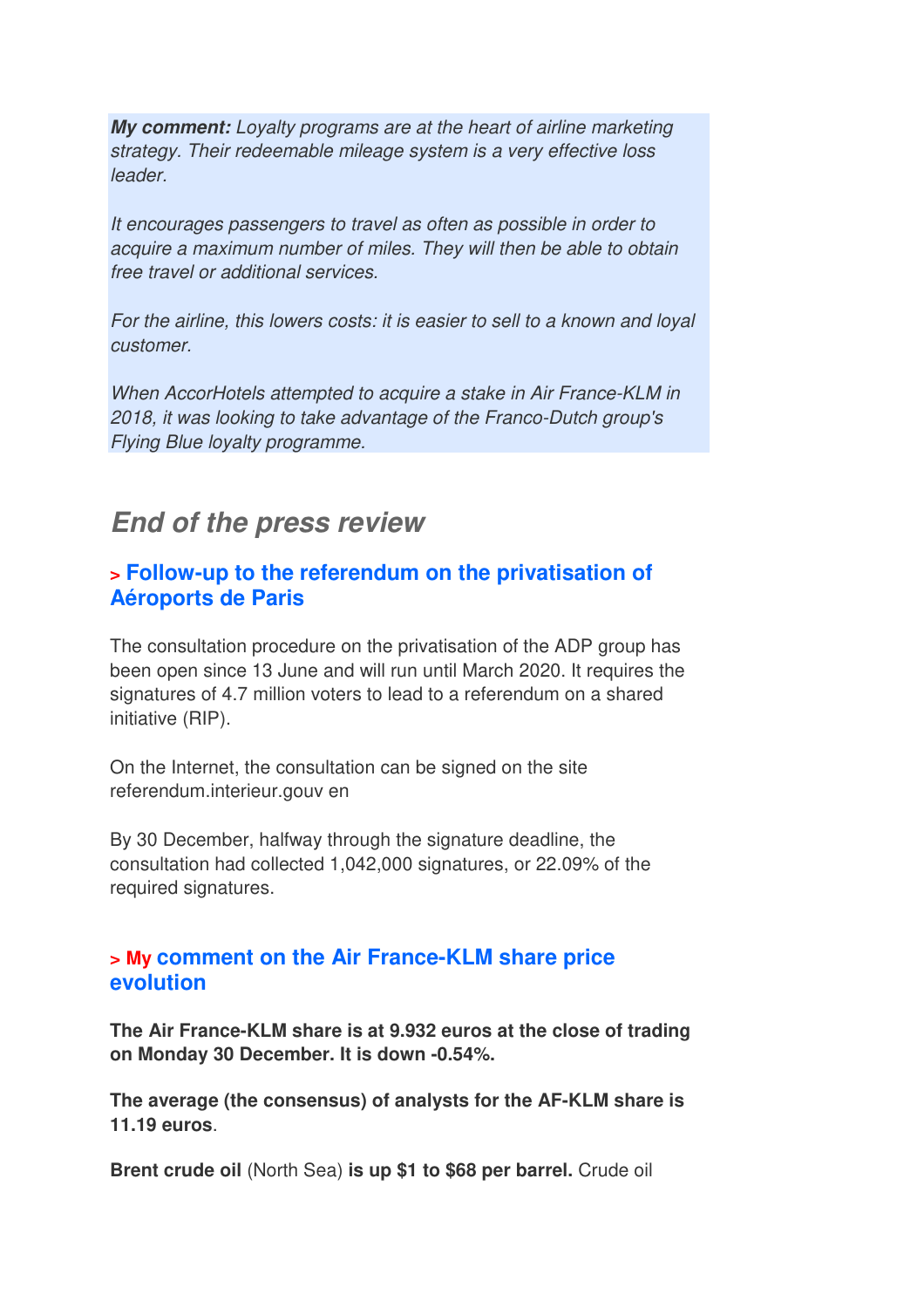***My comment:*** *Loyalty programs are at the heart of airline marketing strategy. Their redeemable mileage system is a very effective loss leader.*

*It encourages passengers to travel as often as possible in order to acquire a maximum number of miles. They will then be able to obtain free travel or additional services.*

*For the airline, this lowers costs: it is easier to sell to a known and loyal customer.*

*When AccorHotels attempted to acquire a stake in Air France-KLM in 2018, it was looking to take advantage of the Franco-Dutch group's Flying Blue loyalty programme.*

## *End of the press review*

### > Follow-up to the referendum on the privatisation of Aéroports de Paris

The consultation procedure on the privatisation of the ADP group has been open since 13 June and will run until March 2020. It requires the signatures of 4.7 million voters to lead to a referendum on a shared initiative (RIP).

On the Internet, the consultation can be signed on the site referendum.interieur.gouv en

By 30 December, halfway through the signature deadline, the consultation had collected 1,042,000 signatures, or 22.09% of the required signatures.

### > My comment on the Air France-KLM share price evolution

**The Air France-KLM share is at 9.932 euros at the close of trading on Monday 30 December. It is down -0.54%.**

**The average (the consensus) of analysts for the AF-KLM share is 11.19 euros**.

**Brent crude oil** (North Sea) **is up $1 to $68 per barrel.** Crude oil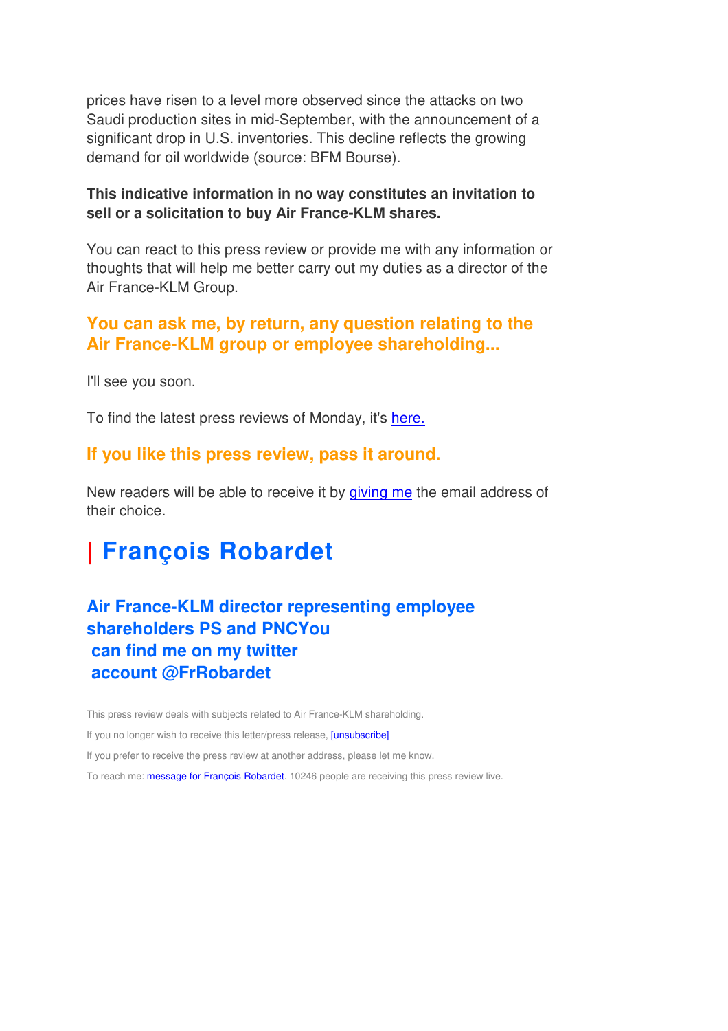prices have risen to a level more observed since the attacks on two Saudi production sites in mid-September, with the announcement of a significant drop in U.S. inventories. This decline reflects the growing demand for oil worldwide (source: BFM Bourse).

**This indicative information in no way constitutes an invitation to sell or a solicitation to buy Air France-KLM shares.**

You can react to this press review or provide me with any information or thoughts that will help me better carry out my duties as a director of the Air France-KLM Group.

### You can ask me, by return, any question relating to the Air France-KLM group or employee shareholding...

I'll see you soon.

To find the latest press reviews of Monday, it's here.

### If you like this press review, pass it around.

New readers will be able to receive it by giving me the email address of their choice.

# | François Robardet

### Air France-KLM director representing employee shareholders PS and PNCYou can find me on my twitter account @FrRobardet

This press review deals with subjects related to Air France-KLM shareholding.

If you no longer wish to receive this letter/press release, [unsubscribe]

If you prefer to receive the press review at another address, please let me know.

To reach me: message for François Robardet. 10246 people are receiving this press review live.